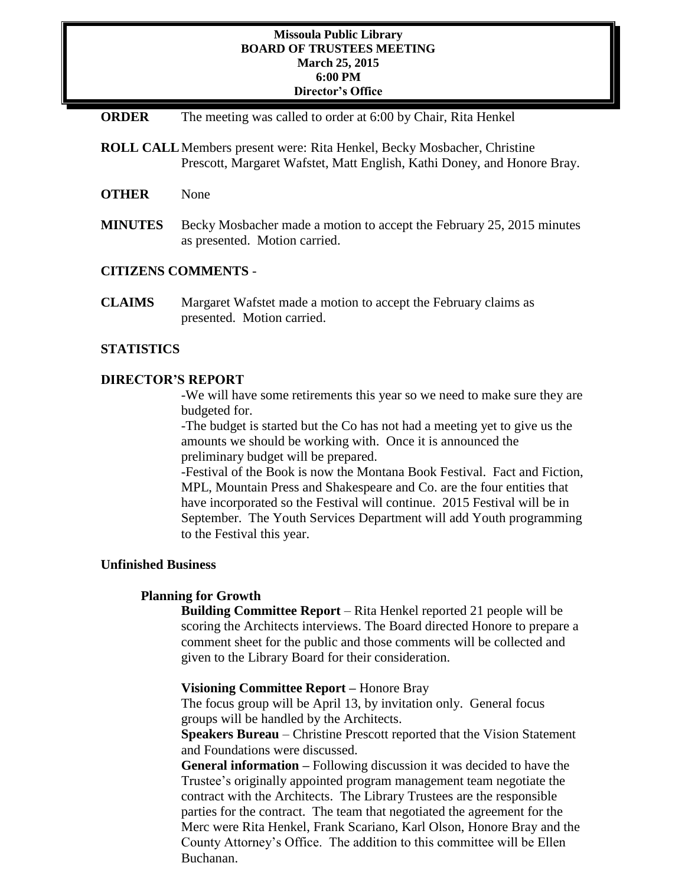**Missoula Public Library**
**BOARD OF TRUSTEES MEETING**
**March 25, 2015**
**6:00 PM**
**Director's Office**

**ORDER** The meeting was called to order at 6:00 by Chair, Rita Henkel

**ROLL CALL** Members present were: Rita Henkel, Becky Mosbacher, Christine Prescott, Margaret Wafstet, Matt English, Kathi Doney, and Honore Bray.

**OTHER** None

**MINUTES** Becky Mosbacher made a motion to accept the February 25, 2015 minutes as presented. Motion carried.

**CITIZENS COMMENTS** -

**CLAIMS** Margaret Wafstet made a motion to accept the February claims as presented. Motion carried.

**STATISTICS**

**DIRECTOR'S REPORT**

-We will have some retirements this year so we need to make sure they are budgeted for.
-The budget is started but the Co has not had a meeting yet to give us the amounts we should be working with. Once it is announced the preliminary budget will be prepared.
-Festival of the Book is now the Montana Book Festival. Fact and Fiction, MPL, Mountain Press and Shakespeare and Co. are the four entities that have incorporated so the Festival will continue. 2015 Festival will be in September. The Youth Services Department will add Youth programming to the Festival this year.

**Unfinished Business**

**Planning for Growth**

**Building Committee Report** – Rita Henkel reported 21 people will be scoring the Architects interviews. The Board directed Honore to prepare a comment sheet for the public and those comments will be collected and given to the Library Board for their consideration.

**Visioning Committee Report –** Honore Bray
The focus group will be April 13, by invitation only. General focus groups will be handled by the Architects.
**Speakers Bureau** – Christine Prescott reported that the Vision Statement and Foundations were discussed.
**General information –** Following discussion it was decided to have the Trustee's originally appointed program management team negotiate the contract with the Architects. The Library Trustees are the responsible parties for the contract. The team that negotiated the agreement for the Merc were Rita Henkel, Frank Scariano, Karl Olson, Honore Bray and the County Attorney's Office. The addition to this committee will be Ellen Buchanan.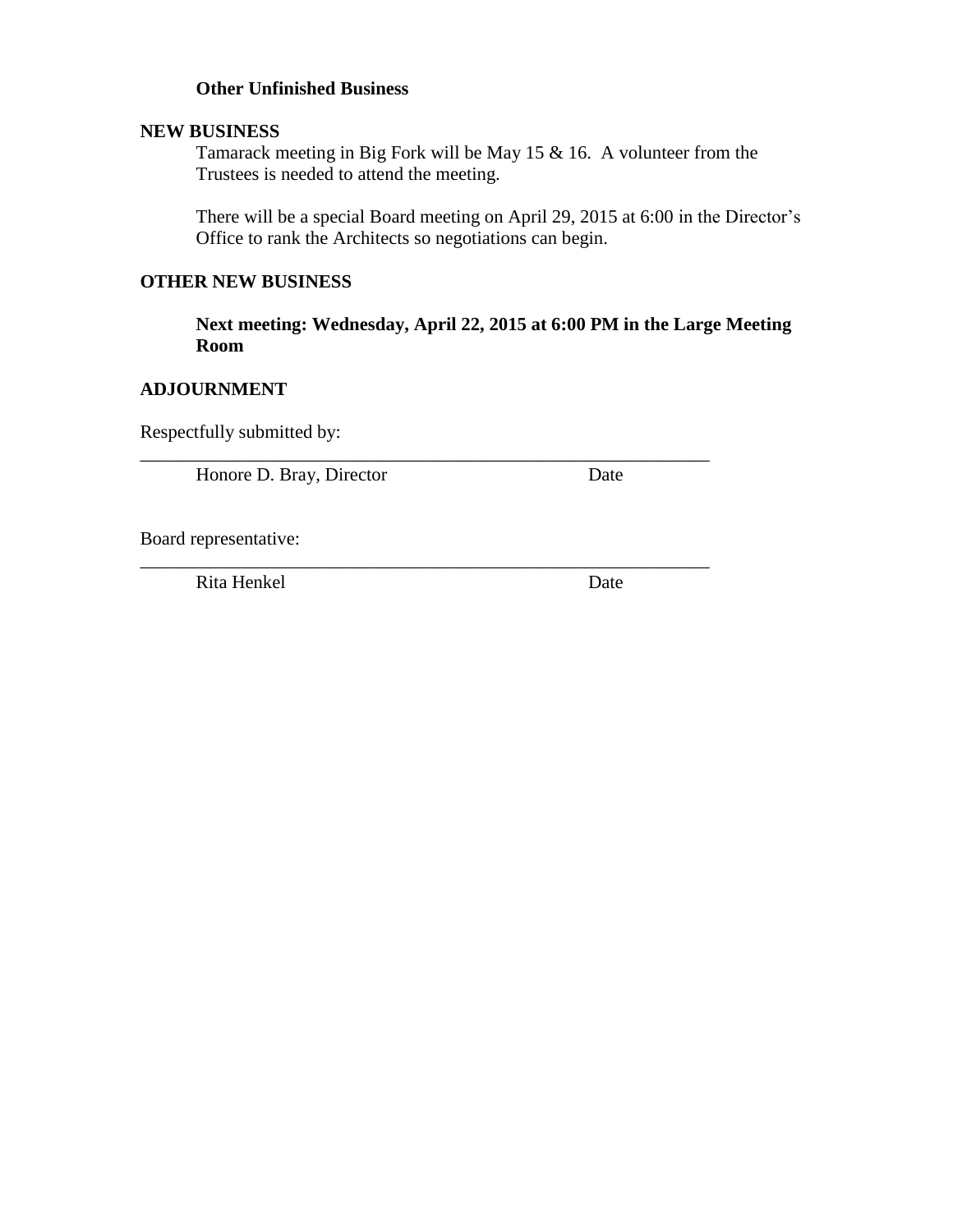**Other Unfinished Business**

**NEW BUSINESS**

Tamarack meeting in Big Fork will be May 15 & 16. A volunteer from the Trustees is needed to attend the meeting.

There will be a special Board meeting on April 29, 2015 at 6:00 in the Director's Office to rank the Architects so negotiations can begin.

**OTHER NEW BUSINESS**

**Next meeting: Wednesday, April 22, 2015 at 6:00 PM in the Large Meeting Room**

**ADJOURNMENT**

Respectfully submitted by:

_______________________________________________________________

Honore D. Bray, Director Date

Board representative:

_______________________________________________________________

Rita Henkel Date